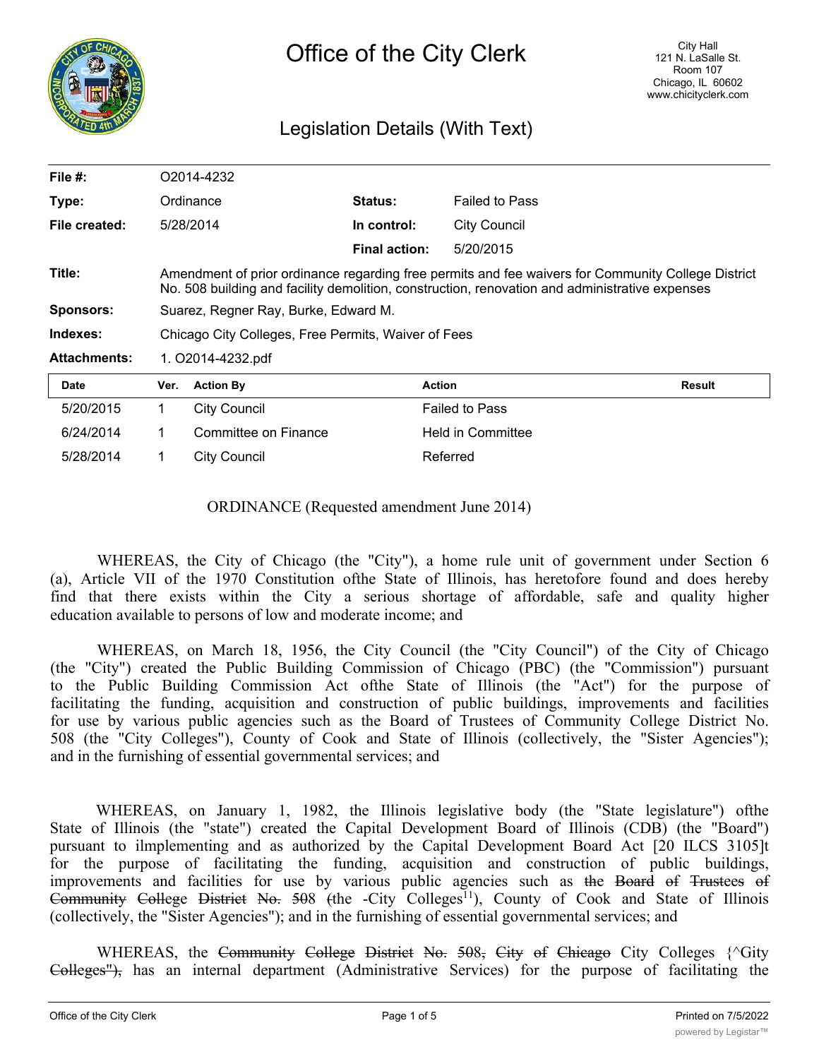# Office of the City Clerk

City Hall
121 N. LaSalle St.
Room 107
Chicago, IL 60602
www.chicityclerk.com

## Legislation Details (With Text)

| | | | |
|---|---|---|---|
| **File #:** | O2014-4232 | | |
| **Type:** | Ordinance | **Status:** | Failed to Pass |
| **File created:** | 5/28/2014 | **In control:** | City Council |
| | | **Final action:** | 5/20/2015 |
| **Title:** | Amendment of prior ordinance regarding free permits and fee waivers for Community College District No. 508 building and facility demolition, construction, renovation and administrative expenses | | |
| **Sponsors:** | Suarez, Regner Ray, Burke, Edward M. | | |
| **Indexes:** | Chicago City Colleges, Free Permits, Waiver of Fees | | |
| **Attachments:** | 1. O2014-4232.pdf | | |

| Date | Ver. | Action By | Action | Result |
|---|---|---|---|---|
| 5/20/2015 | 1 | City Council | Failed to Pass | |
| 6/24/2014 | 1 | Committee on Finance | Held in Committee | |
| 5/28/2014 | 1 | City Council | Referred | |

ORDINANCE (Requested amendment June 2014)

WHEREAS, the City of Chicago (the "City"), a home rule unit of government under Section 6 (a), Article VII of the 1970 Constitution ofthe State of Illinois, has heretofore found and does hereby find that there exists within the City a serious shortage of affordable, safe and quality higher education available to persons of low and moderate income; and

WHEREAS, on March 18, 1956, the City Council (the "City Council") of the City of Chicago (the "City") created the Public Building Commission of Chicago (PBC) (the "Commission") pursuant to the Public Building Commission Act ofthe State of Illinois (the "Act") for the purpose of facilitating the funding, acquisition and construction of public buildings, improvements and facilities for use by various public agencies such as the Board of Trustees of Community College District No. 508 (the "City Colleges"), County of Cook and State of Illinois (collectively, the "Sister Agencies"); and in the furnishing of essential governmental services; and

WHEREAS, on January 1, 1982, the Illinois legislative body (the "State legislature") ofthe State of Illinois (the "state") created the Capital Development Board of Illinois (CDB) (the "Board") pursuant to ilmplementing and as authorized by the Capital Development Board Act [20 ILCS 3105]t for the purpose of facilitating the funding, acquisition and construction of public buildings, improvements and facilities for use by various public agencies such as ~~the Board of Trustees of Community College District No. 5~~08 ~~(~~the -City Colleges[11]), County of Cook and State of Illinois (collectively, the "Sister Agencies"); and in the furnishing of essential governmental services; and

WHEREAS, the ~~Community College District No. 508, City of Chicago~~ City Colleges {^Gity ~~Colleges"),~~ has an internal department (Administrative Services) for the purpose of facilitating the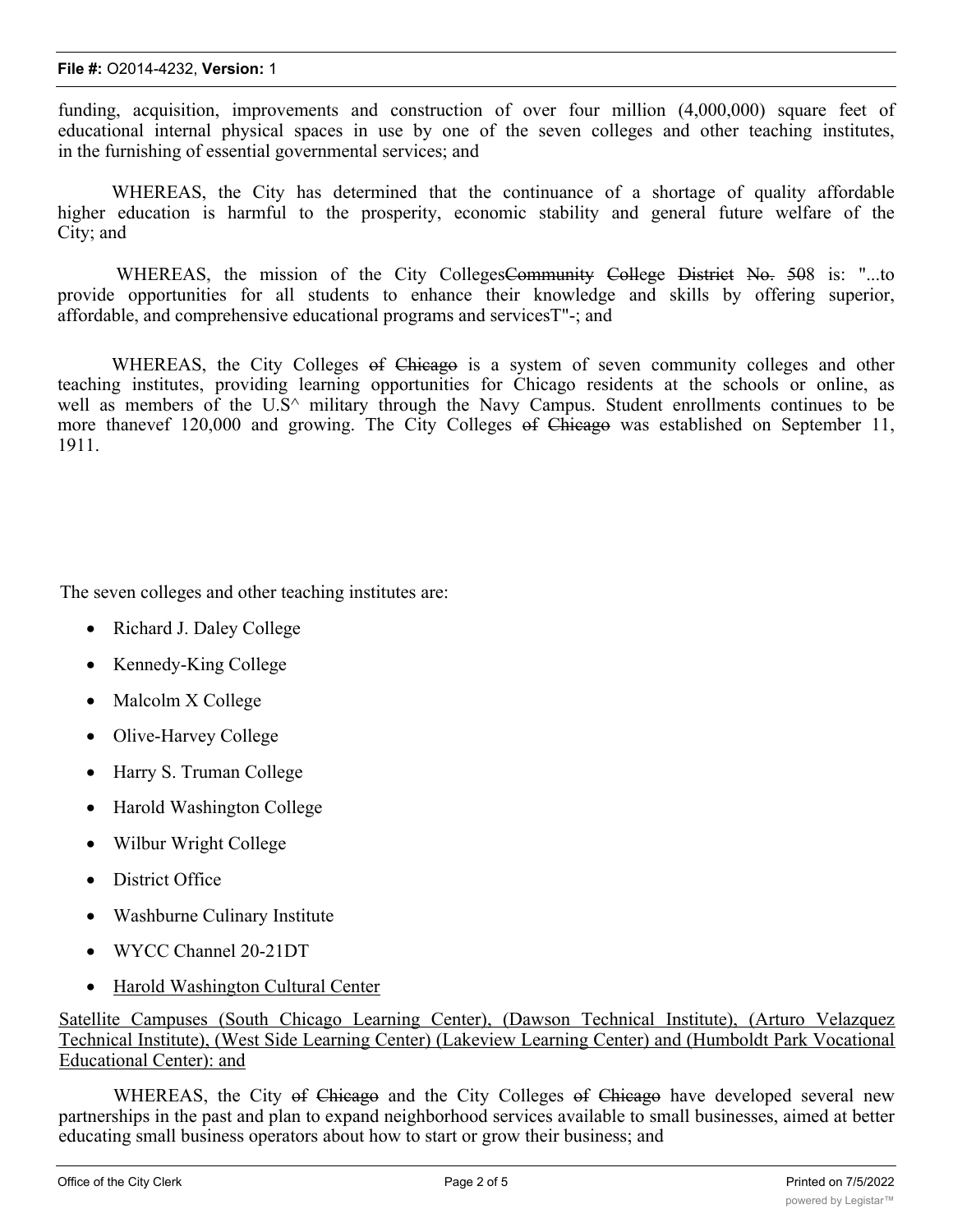funding, acquisition, improvements and construction of over four million (4,000,000) square feet of educational internal physical spaces in use by one of the seven colleges and other teaching institutes, in the furnishing of essential governmental services; and

WHEREAS, the City has determined that the continuance of a shortage of quality affordable higher education is harmful to the prosperity, economic stability and general future welfare of the City; and

WHEREAS, the mission of the City Colleges~~Community College District No. 50~~8 is: "...to provide opportunities for all students to enhance their knowledge and skills by offering superior, affordable, and comprehensive educational programs and servicesT"-; and

WHEREAS, the City Colleges ~~of Chicago~~ is a system of seven community colleges and other teaching institutes, providing learning opportunities for Chicago residents at the schools or online, as well as members of the U.S^ military through the Navy Campus. Student enrollments continues to be more thanevef 120,000 and growing. The City Colleges ~~of Chicago~~ was established on September 11, 1911.

The seven colleges and other teaching institutes are:

- Richard J. Daley College
- Kennedy-King College
- Malcolm X College
- Olive-Harvey College
- Harry S. Truman College
- Harold Washington College
- Wilbur Wright College
- District Office
- Washburne Culinary Institute
- WYCC Channel 20-21DT
- <u>Harold Washington Cultural Center</u>

<u>Satellite Campuses (South Chicago Learning Center), (Dawson Technical Institute), (Arturo Velazquez Technical Institute), (West Side Learning Center) (Lakeview Learning Center) and (Humboldt Park Vocational Educational Center): and</u>

WHEREAS, the City ~~of Chicago~~ and the City Colleges ~~of Chicago~~ have developed several new partnerships in the past and plan to expand neighborhood services available to small businesses, aimed at better educating small business operators about how to start or grow their business; and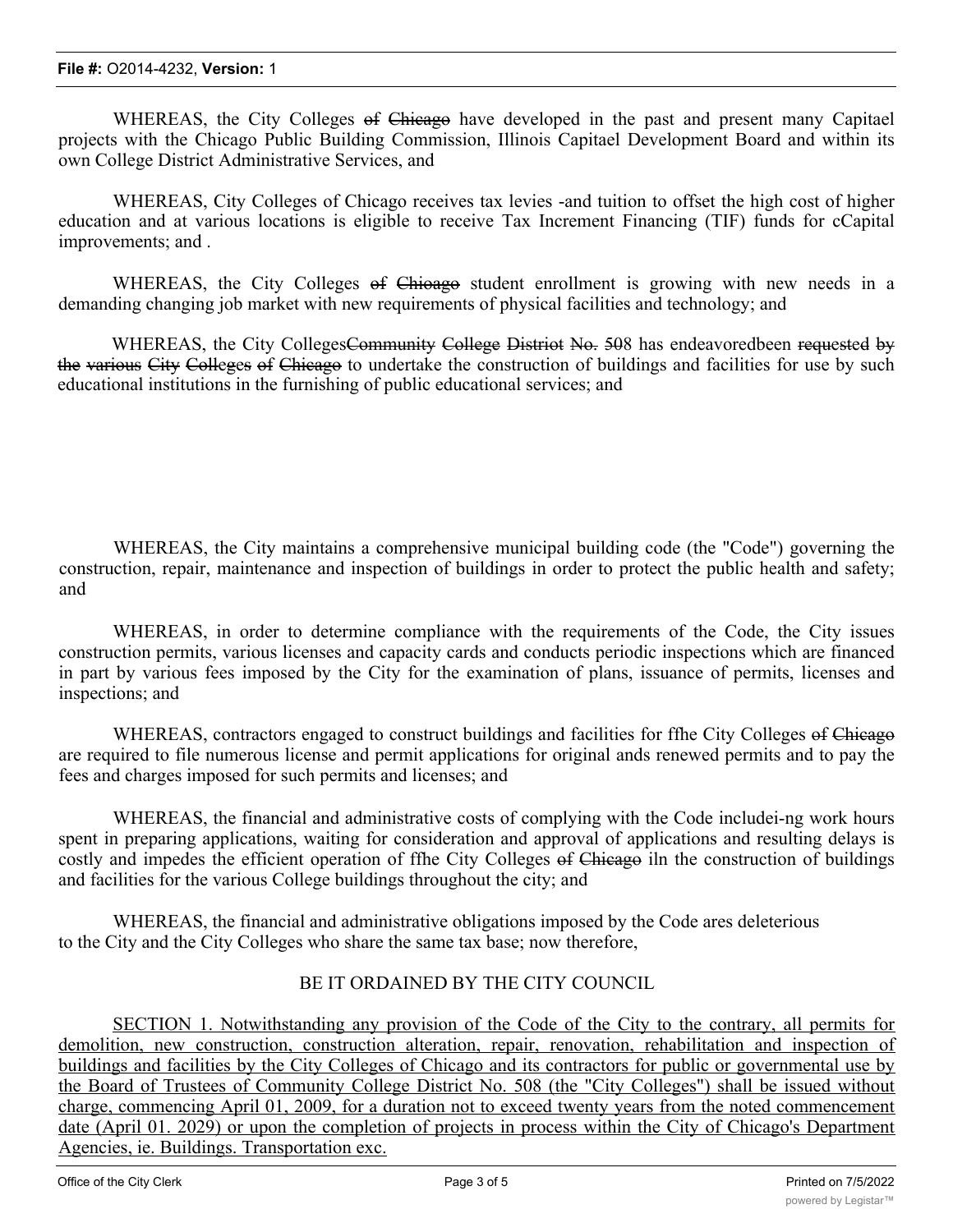WHEREAS, the City Colleges ~~of Chicago~~ have developed in the past and present many Capitael projects with the Chicago Public Building Commission, Illinois Capitael Development Board and within its own College District Administrative Services, and

WHEREAS, City Colleges of Chicago receives tax levies -and tuition to offset the high cost of higher education and at various locations is eligible to receive Tax Increment Financing (TIF) funds for cCapital improvements; and .

WHEREAS, the City Colleges ~~of Chioago~~ student enrollment is growing with new needs in a demanding changing job market with new requirements of physical facilities and technology; and

WHEREAS, the City Colleges~~Community College Distriot No. 50~~8 has endeavoredbeen ~~requested by the various City Colleges of Chicago~~ to undertake the construction of buildings and facilities for use by such educational institutions in the furnishing of public educational services; and

WHEREAS, the City maintains a comprehensive municipal building code (the "Code") governing the construction, repair, maintenance and inspection of buildings in order to protect the public health and safety; and

WHEREAS, in order to determine compliance with the requirements of the Code, the City issues construction permits, various licenses and capacity cards and conducts periodic inspections which are financed in part by various fees imposed by the City for the examination of plans, issuance of permits, licenses and inspections; and

WHEREAS, contractors engaged to construct buildings and facilities for ffhe City Colleges ~~of Chicago~~ are required to file numerous license and permit applications for original ands renewed permits and to pay the fees and charges imposed for such permits and licenses; and

WHEREAS, the financial and administrative costs of complying with the Code includei-ng work hours spent in preparing applications, waiting for consideration and approval of applications and resulting delays is costly and impedes the efficient operation of ffhe City Colleges ~~of Chicago~~ iln the construction of buildings and facilities for the various College buildings throughout the city; and

WHEREAS, the financial and administrative obligations imposed by the Code ares deleterious to the City and the City Colleges who share the same tax base; now therefore,

BE IT ORDAINED BY THE CITY COUNCIL

<u>SECTION 1. Notwithstanding any provision of the Code of the City to the contrary, all permits for demolition, new construction, construction alteration, repair, renovation, rehabilitation and inspection of buildings and facilities by the City Colleges of Chicago and its contractors for public or governmental use by the Board of Trustees of Community College District No. 508 (the "City Colleges") shall be issued without charge, commencing April 01, 2009, for a duration not to exceed twenty years from the noted commencement date (April 01. 2029) or upon the completion of projects in process within the City of Chicago's Department Agencies, ie. Buildings. Transportation exc.</u>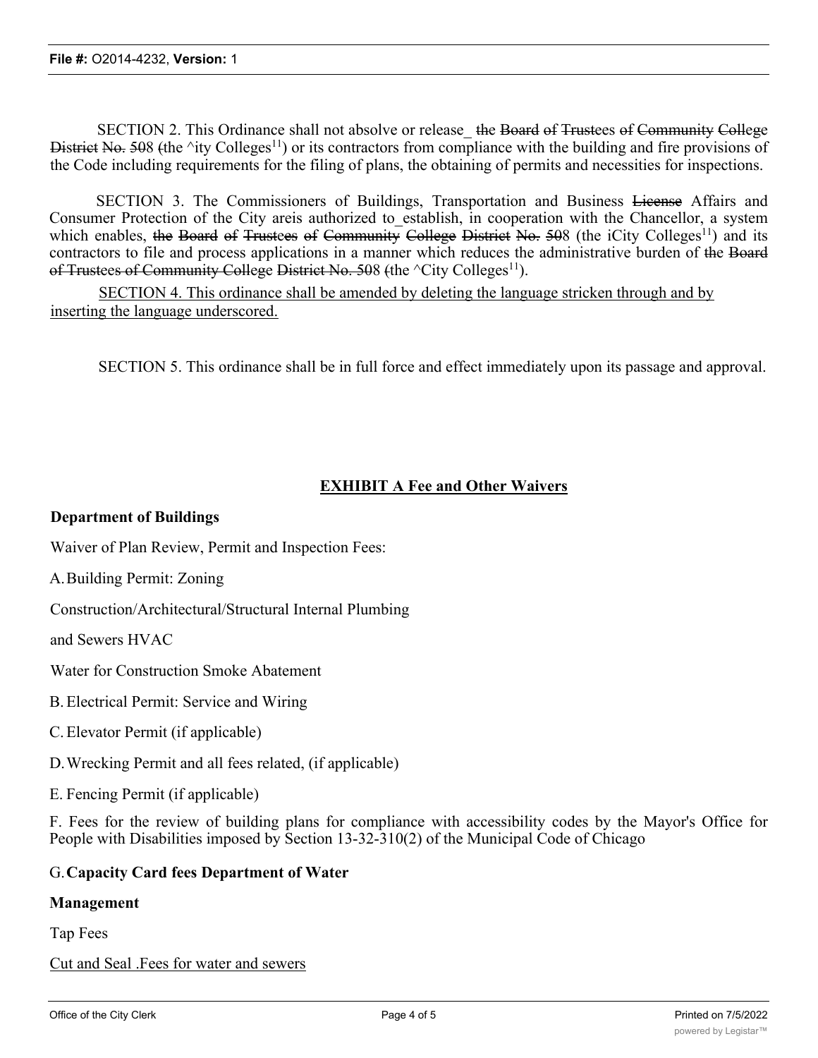SECTION 2. This Ordinance shall not absolve or release_ ~~the Board of Trustees of Community College District No. 50~~8 ~~(~~the ^ity Colleges[11]) or its contractors from compliance with the building and fire provisions of the Code including requirements for the filing of plans, the obtaining of permits and necessities for inspections.

SECTION 3. The Commissioners of Buildings, Transportation and Business ~~License~~ Affairs and Consumer Protection of the City areis authorized to_establish, in cooperation with the Chancellor, a system which enables, ~~the Board of Trustees of Community College District No. 50~~8 (the iCity Colleges[11]) and its contractors to file and process applications in a manner which reduces the administrative burden of ~~the Board of Trustees of Community College District No. 50~~8 ~~(~~the ^City Colleges[11]).

<u>SECTION 4. This ordinance shall be amended by deleting the language stricken through and by inserting the language underscored.</u>

SECTION 5. This ordinance shall be in full force and effect immediately upon its passage and approval.

## <u>EXHIBIT A Fee and Other Waivers</u>

**Department of Buildings**

Waiver of Plan Review, Permit and Inspection Fees:

A. Building Permit: Zoning

Construction/Architectural/Structural Internal Plumbing

and Sewers HVAC

Water for Construction Smoke Abatement

B. Electrical Permit: Service and Wiring

C. Elevator Permit (if applicable)

D. Wrecking Permit and all fees related, (if applicable)

E. Fencing Permit (if applicable)

F. Fees for the review of building plans for compliance with accessibility codes by the Mayor's Office for People with Disabilities imposed by Section 13-32-310(2) of the Municipal Code of Chicago

G. **Capacity Card fees Department of Water**

**Management**

Tap Fees

<u>Cut and Seal .Fees for water and sewers</u>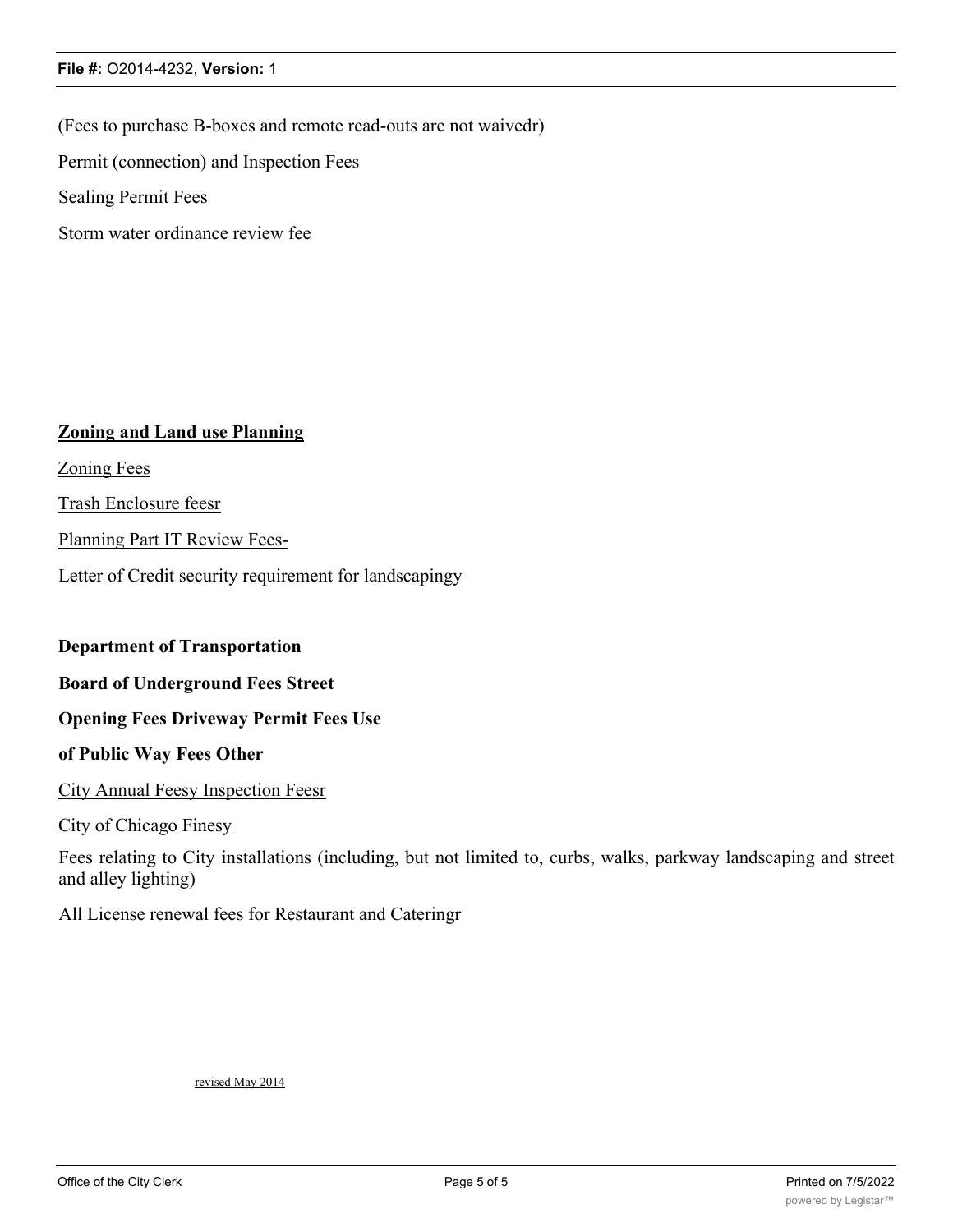(Fees to purchase B-boxes and remote read-outs are not waivedr)

Permit (connection) and Inspection Fees

Sealing Permit Fees

Storm water ordinance review fee

**Zoning and Land use Planning**

Zoning Fees

Trash Enclosure feesr

Planning Part IT Review Fees-

Letter of Credit security requirement for landscapingy

**Department of Transportation**

**Board of Underground Fees Street**

**Opening Fees Driveway Permit Fees Use**

**of Public Way Fees Other**

City Annual Feesy Inspection Feesr

City of Chicago Finesy

Fees relating to City installations (including, but not limited to, curbs, walks, parkway landscaping and street and alley lighting)

All License renewal fees for Restaurant and Cateringr

revised May 2014